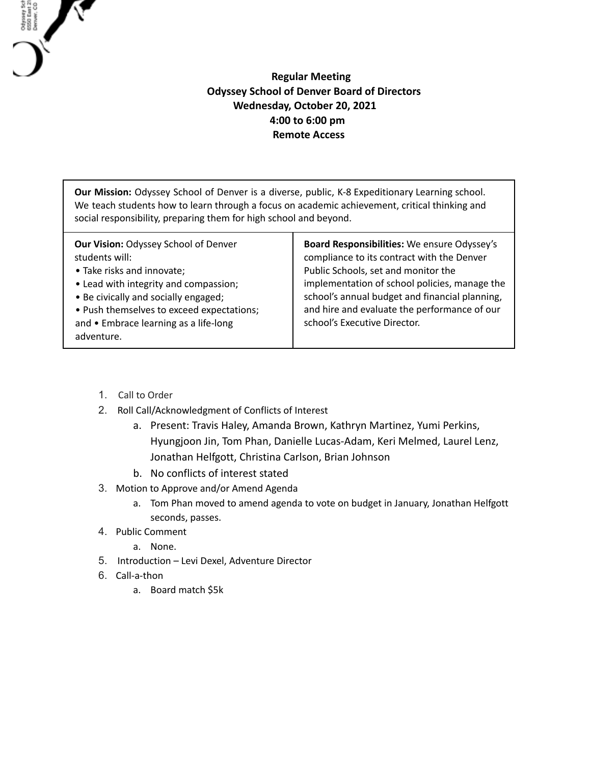**Regular Meeting**
**Odyssey School of Denver Board of Directors**
**Wednesday, October 20, 2021**
**4:00 to 6:00 pm**
**Remote Access**

| **Our Mission:** Odyssey School of Denver is a diverse, public, K-8 Expeditionary Learning school. We teach students how to learn through a focus on academic achievement, critical thinking and social responsibility, preparing them for high school and beyond. | |
|---|---|
| **Our Vision:** Odyssey School of Denver students will:<br>• Take risks and innovate;<br>• Lead with integrity and compassion;<br>• Be civically and socially engaged;<br>• Push themselves to exceed expectations; and • Embrace learning as a life-long adventure. | **Board Responsibilities:** We ensure Odyssey's compliance to its contract with the Denver Public Schools, set and monitor the implementation of school policies, manage the school's annual budget and financial planning, and hire and evaluate the performance of our school's Executive Director. |

1. Call to Order
2. Roll Call/Acknowledgment of Conflicts of Interest
    a. Present: Travis Haley, Amanda Brown, Kathryn Martinez, Yumi Perkins, Hyungjoon Jin, Tom Phan, Danielle Lucas-Adam, Keri Melmed, Laurel Lenz, Jonathan Helfgott, Christina Carlson, Brian Johnson
    b. No conflicts of interest stated
3. Motion to Approve and/or Amend Agenda
    a. Tom Phan moved to amend agenda to vote on budget in January, Jonathan Helfgott seconds, passes.
4. Public Comment
    a. None.
5. Introduction – Levi Dexel, Adventure Director
6. Call-a-thon
    a. Board match $5k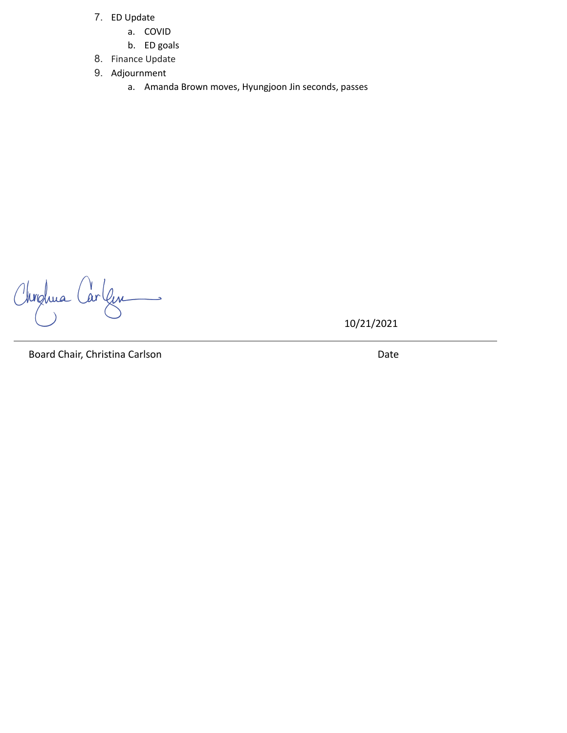7. ED Update
    a. COVID
    b. ED goals
8. Finance Update
9. Adjournment
    a. Amanda Brown moves, Hyungjoon Jin seconds, passes

10/21/2021

Board Chair, Christina Carlson

Date